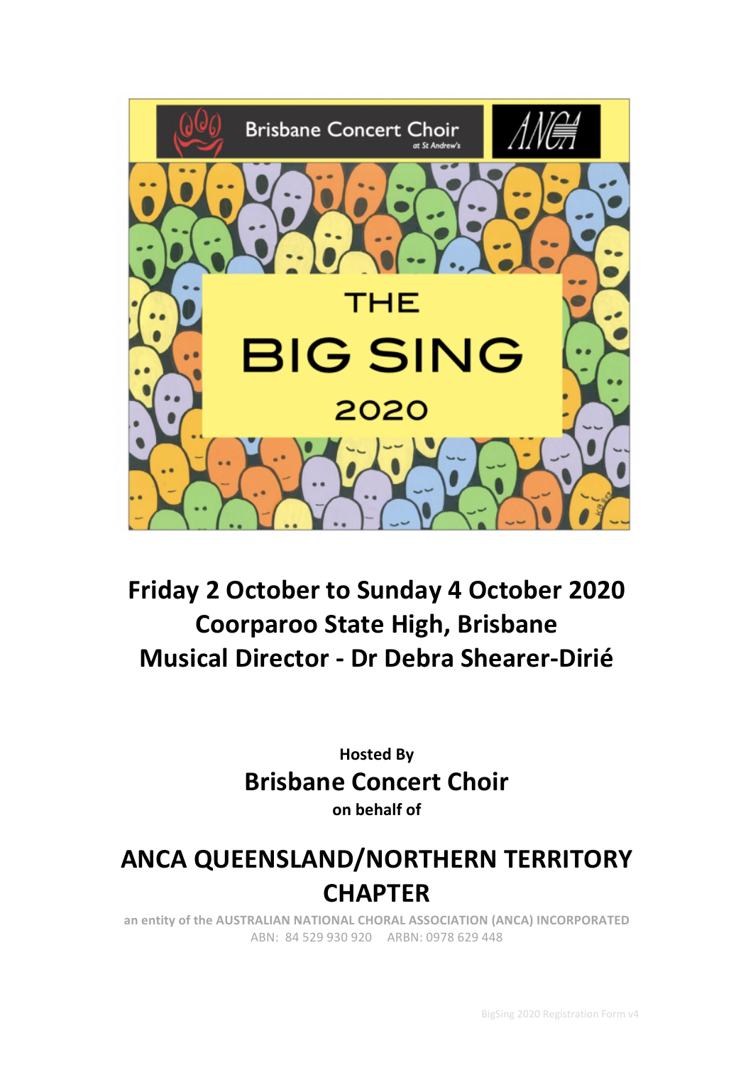Brisbane Concert Choir at St Andrew's

ANCA

# THE BIG SING 2020

## Friday 2 October to Sunday 4 October 2020
## Coorparoo State High, Brisbane
## Musical Director - Dr Debra Shearer-Dirié

**Hosted By**

**Brisbane Concert Choir**

**on behalf of**

# ANCA QUEENSLAND/NORTHERN TERRITORY CHAPTER

**an entity of the AUSTRALIAN NATIONAL CHORAL ASSOCIATION (ANCA) INCORPORATED**

ABN: 84 529 930 920 ARBN: 0978 629 448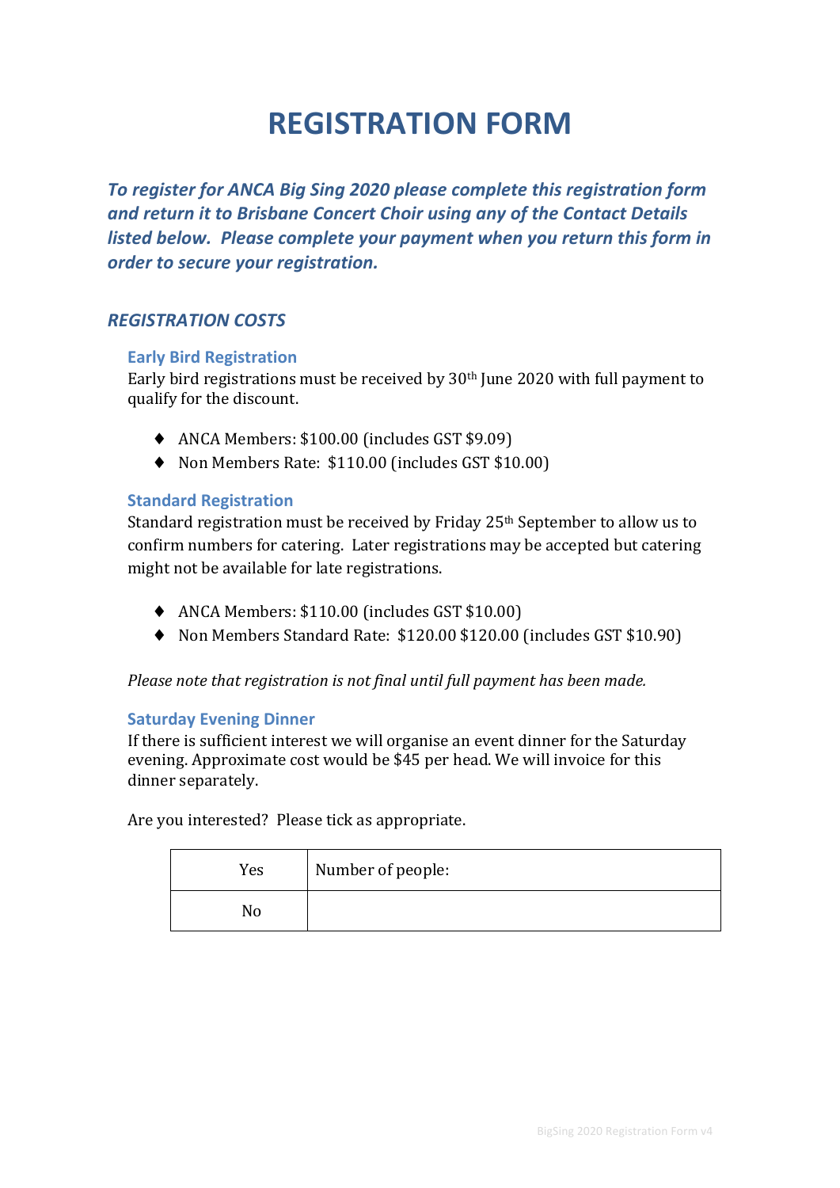# REGISTRATION FORM

***To register for ANCA Big Sing 2020 please complete this registration form and return it to Brisbane Concert Choir using any of the Contact Details listed below. Please complete your payment when you return this form in order to secure your registration.***

## *REGISTRATION COSTS*

### Early Bird Registration

Early bird registrations must be received by 30th June 2020 with full payment to qualify for the discount.

- ANCA Members: $100.00 (includes GST $9.09)
- Non Members Rate: $110.00 (includes GST $10.00)

### Standard Registration

Standard registration must be received by Friday 25th September to allow us to confirm numbers for catering. Later registrations may be accepted but catering might not be available for late registrations.

- ANCA Members: $110.00 (includes GST $10.00)
- Non Members Standard Rate: $120.00 $120.00 (includes GST $10.90)

*Please note that registration is not final until full payment has been made.*

### Saturday Evening Dinner

If there is sufficient interest we will organise an event dinner for the Saturday evening. Approximate cost would be $45 per head. We will invoice for this dinner separately.

Are you interested? Please tick as appropriate.

| Yes | Number of people: |
|---|---|
| No | |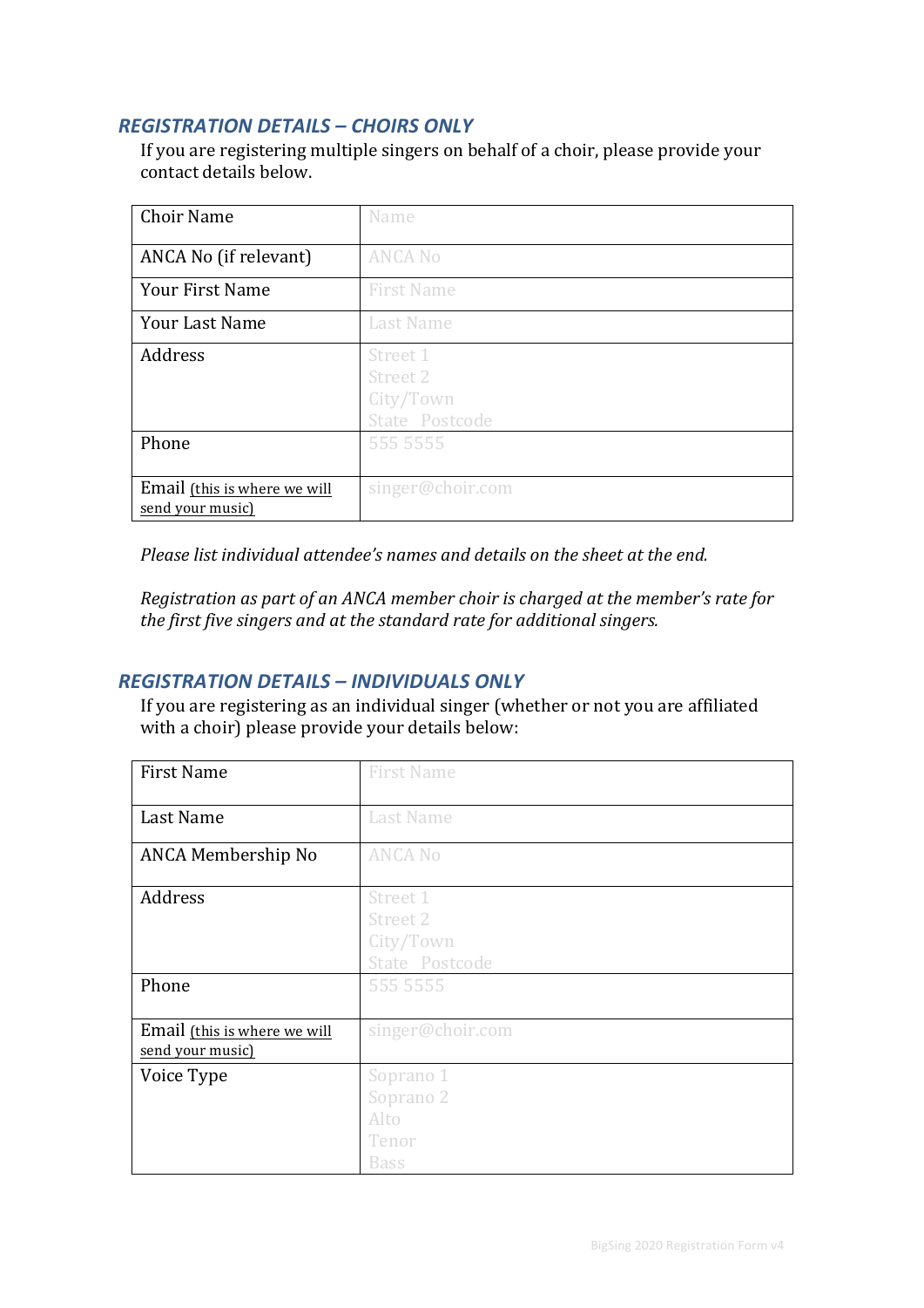## *REGISTRATION DETAILS – CHOIRS ONLY*

If you are registering multiple singers on behalf of a choir, please provide your contact details below.

| Choir Name | Name |
|---|---|
| ANCA No (if relevant) | ANCA No |
| Your First Name | First Name |
| Your Last Name | Last Name |
| Address | Street 1<br>Street 2<br>City/Town<br>State Postcode |
| Phone | 555 5555 |
| Email (this is where we will send your music) | singer@choir.com |

*Please list individual attendee's names and details on the sheet at the end.*

*Registration as part of an ANCA member choir is charged at the member's rate for the first five singers and at the standard rate for additional singers.*

## *REGISTRATION DETAILS – INDIVIDUALS ONLY*

If you are registering as an individual singer (whether or not you are affiliated with a choir) please provide your details below:

| First Name | First Name |
|---|---|
| Last Name | Last Name |
| ANCA Membership No | ANCA No |
| Address | Street 1<br>Street 2<br>City/Town<br>State Postcode |
| Phone | 555 5555 |
| Email (this is where we will send your music) | singer@choir.com |
| Voice Type | Soprano 1<br>Soprano 2<br>Alto<br>Tenor<br>Bass |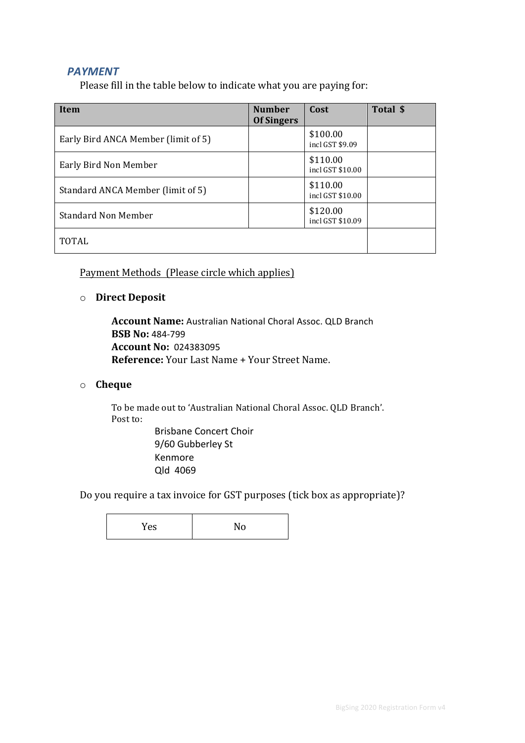## *PAYMENT*

Please fill in the table below to indicate what you are paying for:

| Item | Number Of Singers | Cost | Total $ |
| --- | --- | --- | --- |
| Early Bird ANCA Member (limit of 5) | | $100.00 incl GST $9.09 | |
| Early Bird Non Member | | $110.00 incl GST $10.00 | |
| Standard ANCA Member (limit of 5) | | $110.00 incl GST $10.00 | |
| Standard Non Member | | $120.00 incl GST $10.09 | |
| TOTAL | | | |

Payment Methods (Please circle which applies)

- **Direct Deposit**

  **Account Name:** Australian National Choral Assoc. QLD Branch
  **BSB No:** 484-799
  **Account No:** 024383095
  **Reference:** Your Last Name + Your Street Name.

- **Cheque**

  To be made out to 'Australian National Choral Assoc. QLD Branch'.
  Post to:

  Brisbane Concert Choir
  9/60 Gubberley St
  Kenmore
  Qld 4069

Do you require a tax invoice for GST purposes (tick box as appropriate)?

| Yes | No |
| --- | --- |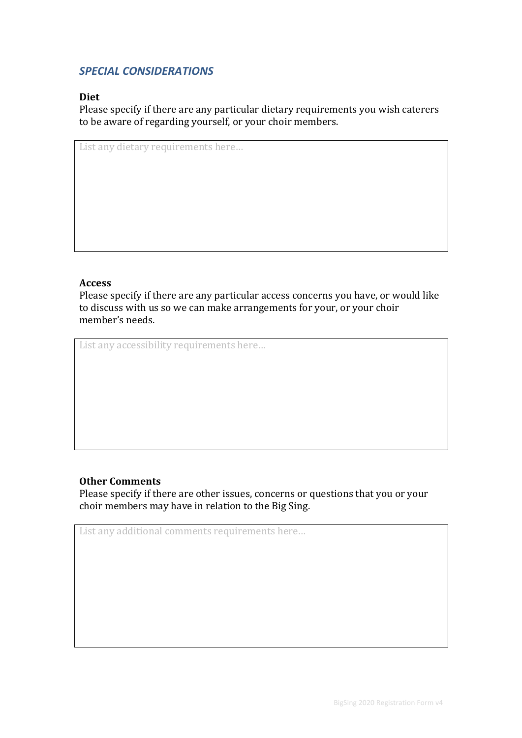## *SPECIAL CONSIDERATIONS*

**Diet**

Please specify if there are any particular dietary requirements you wish caterers to be aware of regarding yourself, or your choir members.

| List any dietary requirements here... |
|---|

**Access**

Please specify if there are any particular access concerns you have, or would like to discuss with us so we can make arrangements for your, or your choir member's needs.

| List any accessibility requirements here... |
|---|

**Other Comments**

Please specify if there are other issues, concerns or questions that you or your choir members may have in relation to the Big Sing.

| List any additional comments requirements here... |
|---|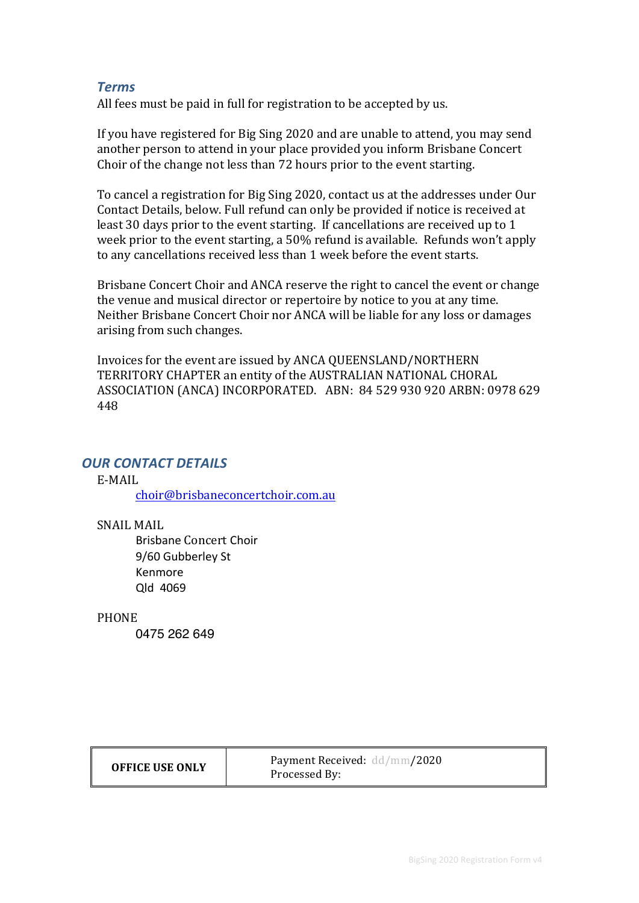### *Terms*

All fees must be paid in full for registration to be accepted by us.

If you have registered for Big Sing 2020 and are unable to attend, you may send another person to attend in your place provided you inform Brisbane Concert Choir of the change not less than 72 hours prior to the event starting.

To cancel a registration for Big Sing 2020, contact us at the addresses under Our Contact Details, below. Full refund can only be provided if notice is received at least 30 days prior to the event starting. If cancellations are received up to 1 week prior to the event starting, a 50% refund is available. Refunds won't apply to any cancellations received less than 1 week before the event starts.

Brisbane Concert Choir and ANCA reserve the right to cancel the event or change the venue and musical director or repertoire by notice to you at any time. Neither Brisbane Concert Choir nor ANCA will be liable for any loss or damages arising from such changes.

Invoices for the event are issued by ANCA QUEENSLAND/NORTHERN TERRITORY CHAPTER an entity of the AUSTRALIAN NATIONAL CHORAL ASSOCIATION (ANCA) INCORPORATED. ABN: 84 529 930 920 ARBN: 0978 629 448

## *OUR CONTACT DETAILS*

E-MAIL

choir@brisbaneconcertchoir.com.au

SNAIL MAIL

Brisbane Concert Choir
9/60 Gubberley St
Kenmore
Qld 4069

PHONE

0475 262 649

| **OFFICE USE ONLY** | Payment Received: dd/mm/2020<br>Processed By: |
|---|---|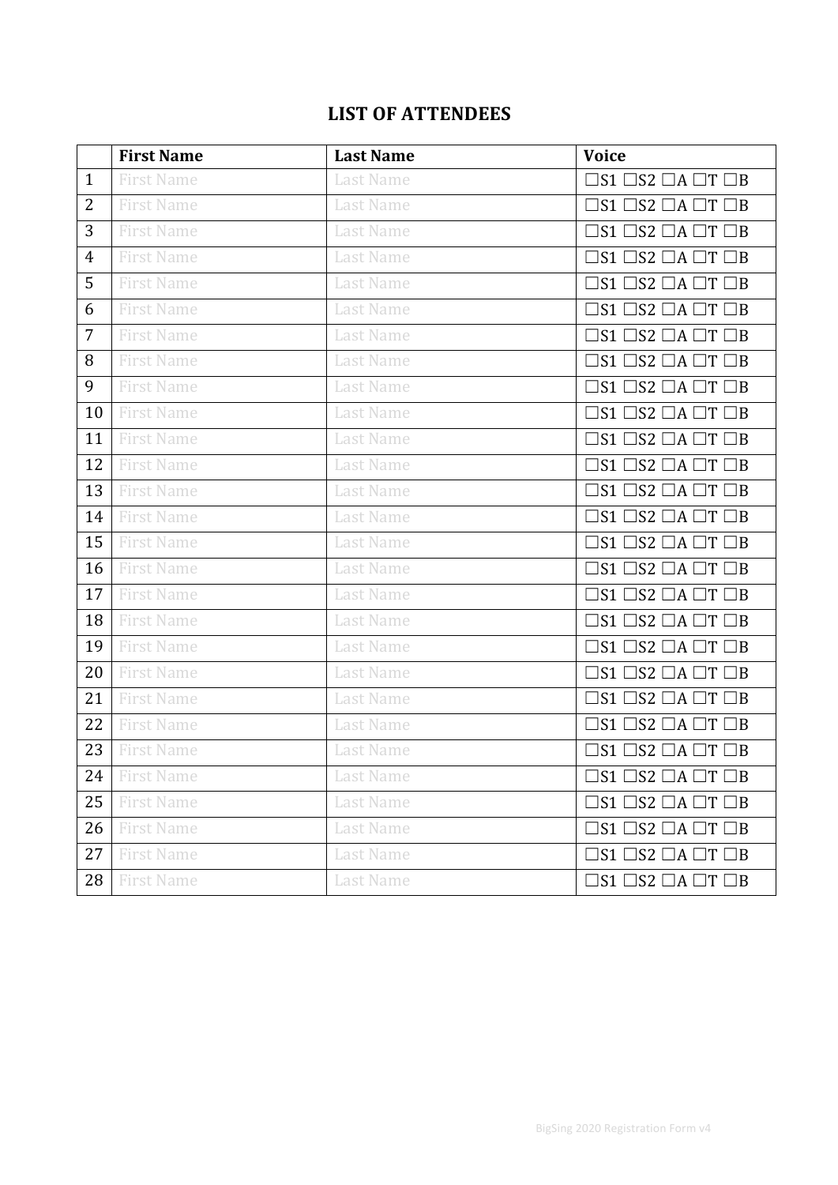## LIST OF ATTENDEES

| | First Name | Last Name | Voice |
|---|---|---|---|
| 1 | First Name | Last Name | ☐S1 ☐S2 ☐A ☐T ☐B |
| 2 | First Name | Last Name | ☐S1 ☐S2 ☐A ☐T ☐B |
| 3 | First Name | Last Name | ☐S1 ☐S2 ☐A ☐T ☐B |
| 4 | First Name | Last Name | ☐S1 ☐S2 ☐A ☐T ☐B |
| 5 | First Name | Last Name | ☐S1 ☐S2 ☐A ☐T ☐B |
| 6 | First Name | Last Name | ☐S1 ☐S2 ☐A ☐T ☐B |
| 7 | First Name | Last Name | ☐S1 ☐S2 ☐A ☐T ☐B |
| 8 | First Name | Last Name | ☐S1 ☐S2 ☐A ☐T ☐B |
| 9 | First Name | Last Name | ☐S1 ☐S2 ☐A ☐T ☐B |
| 10 | First Name | Last Name | ☐S1 ☐S2 ☐A ☐T ☐B |
| 11 | First Name | Last Name | ☐S1 ☐S2 ☐A ☐T ☐B |
| 12 | First Name | Last Name | ☐S1 ☐S2 ☐A ☐T ☐B |
| 13 | First Name | Last Name | ☐S1 ☐S2 ☐A ☐T ☐B |
| 14 | First Name | Last Name | ☐S1 ☐S2 ☐A ☐T ☐B |
| 15 | First Name | Last Name | ☐S1 ☐S2 ☐A ☐T ☐B |
| 16 | First Name | Last Name | ☐S1 ☐S2 ☐A ☐T ☐B |
| 17 | First Name | Last Name | ☐S1 ☐S2 ☐A ☐T ☐B |
| 18 | First Name | Last Name | ☐S1 ☐S2 ☐A ☐T ☐B |
| 19 | First Name | Last Name | ☐S1 ☐S2 ☐A ☐T ☐B |
| 20 | First Name | Last Name | ☐S1 ☐S2 ☐A ☐T ☐B |
| 21 | First Name | Last Name | ☐S1 ☐S2 ☐A ☐T ☐B |
| 22 | First Name | Last Name | ☐S1 ☐S2 ☐A ☐T ☐B |
| 23 | First Name | Last Name | ☐S1 ☐S2 ☐A ☐T ☐B |
| 24 | First Name | Last Name | ☐S1 ☐S2 ☐A ☐T ☐B |
| 25 | First Name | Last Name | ☐S1 ☐S2 ☐A ☐T ☐B |
| 26 | First Name | Last Name | ☐S1 ☐S2 ☐A ☐T ☐B |
| 27 | First Name | Last Name | ☐S1 ☐S2 ☐A ☐T ☐B |
| 28 | First Name | Last Name | ☐S1 ☐S2 ☐A ☐T ☐B |